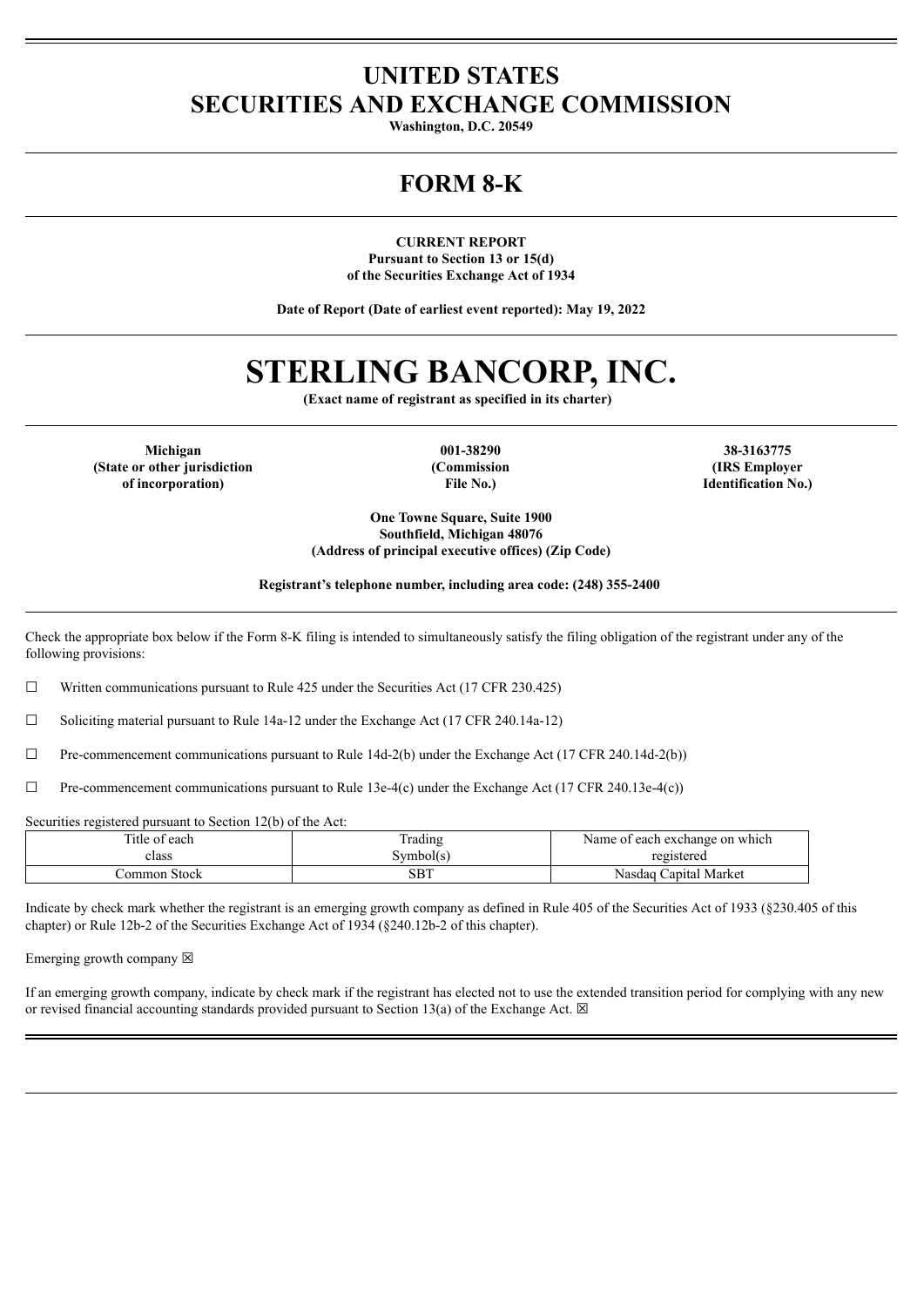# UNITED STATES
# SECURITIES AND EXCHANGE COMMISSION

**Washington, D.C. 20549**

# FORM 8-K

**CURRENT REPORT**
**Pursuant to Section 13 or 15(d)**
**of the Securities Exchange Act of 1934**

**Date of Report (Date of earliest event reported): May 19, 2022**

# STERLING BANCORP, INC.

**(Exact name of registrant as specified in its charter)**

| **Michigan** | **001-38290** | **38-3163775** |
|---|---|---|
| **(State or other jurisdiction of incorporation)** | **(Commission File No.)** | **(IRS Employer Identification No.)** |

**One Towne Square, Suite 1900**
**Southfield, Michigan 48076**
**(Address of principal executive offices) (Zip Code)**

**Registrant's telephone number, including area code: (248) 355-2400**

Check the appropriate box below if the Form 8-K filing is intended to simultaneously satisfy the filing obligation of the registrant under any of the following provisions:

☐ Written communications pursuant to Rule 425 under the Securities Act (17 CFR 230.425)

☐ Soliciting material pursuant to Rule 14a-12 under the Exchange Act (17 CFR 240.14a-12)

☐ Pre-commencement communications pursuant to Rule 14d-2(b) under the Exchange Act (17 CFR 240.14d-2(b))

☐ Pre-commencement communications pursuant to Rule 13e-4(c) under the Exchange Act (17 CFR 240.13e-4(c))

Securities registered pursuant to Section 12(b) of the Act:

| Title of each class | Trading Symbol(s) | Name of each exchange on which registered |
|---|---|---|
| Common Stock | SBT | Nasdaq Capital Market |

Indicate by check mark whether the registrant is an emerging growth company as defined in Rule 405 of the Securities Act of 1933 (§230.405 of this chapter) or Rule 12b-2 of the Securities Exchange Act of 1934 (§240.12b-2 of this chapter).

Emerging growth company ☒

If an emerging growth company, indicate by check mark if the registrant has elected not to use the extended transition period for complying with any new or revised financial accounting standards provided pursuant to Section 13(a) of the Exchange Act. ☒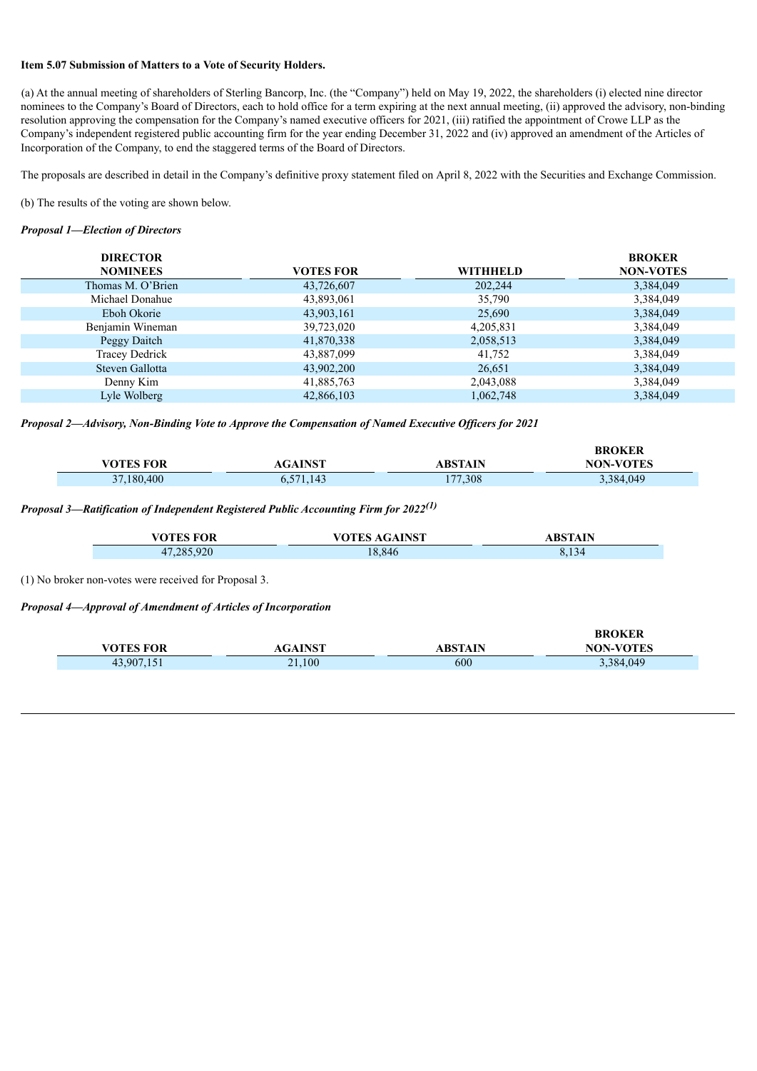**Item 5.07 Submission of Matters to a Vote of Security Holders.**

(a) At the annual meeting of shareholders of Sterling Bancorp, Inc. (the "Company") held on May 19, 2022, the shareholders (i) elected nine director nominees to the Company's Board of Directors, each to hold office for a term expiring at the next annual meeting, (ii) approved the advisory, non-binding resolution approving the compensation for the Company's named executive officers for 2021, (iii) ratified the appointment of Crowe LLP as the Company's independent registered public accounting firm for the year ending December 31, 2022 and (iv) approved an amendment of the Articles of Incorporation of the Company, to end the staggered terms of the Board of Directors.

The proposals are described in detail in the Company's definitive proxy statement filed on April 8, 2022 with the Securities and Exchange Commission.

(b) The results of the voting are shown below.

***Proposal 1—Election of Directors***

| DIRECTOR NOMINEES | VOTES FOR | WITHHELD | BROKER NON-VOTES |
|---|---|---|---|
| Thomas M. O'Brien | 43,726,607 | 202,244 | 3,384,049 |
| Michael Donahue | 43,893,061 | 35,790 | 3,384,049 |
| Eboh Okorie | 43,903,161 | 25,690 | 3,384,049 |
| Benjamin Wineman | 39,723,020 | 4,205,831 | 3,384,049 |
| Peggy Daitch | 41,870,338 | 2,058,513 | 3,384,049 |
| Tracey Dedrick | 43,887,099 | 41,752 | 3,384,049 |
| Steven Gallotta | 43,902,200 | 26,651 | 3,384,049 |
| Denny Kim | 41,885,763 | 2,043,088 | 3,384,049 |
| Lyle Wolberg | 42,866,103 | 1,062,748 | 3,384,049 |

***Proposal 2—Advisory, Non-Binding Vote to Approve the Compensation of Named Executive Officers for 2021***

| VOTES FOR | AGAINST | ABSTAIN | BROKER NON-VOTES |
|---|---|---|---|
| 37,180,400 | 6,571,143 | 177,308 | 3,384,049 |

***Proposal 3—Ratification of Independent Registered Public Accounting Firm for 2022[(1)]***

| VOTES FOR | VOTES AGAINST | ABSTAIN |
|---|---|---|
| 47,285,920 | 18,846 | 8,134 |

(1) No broker non-votes were received for Proposal 3.

***Proposal 4—Approval of Amendment of Articles of Incorporation***

| VOTES FOR | AGAINST | ABSTAIN | BROKER NON-VOTES |
|---|---|---|---|
| 43,907,151 | 21,100 | 600 | 3,384,049 |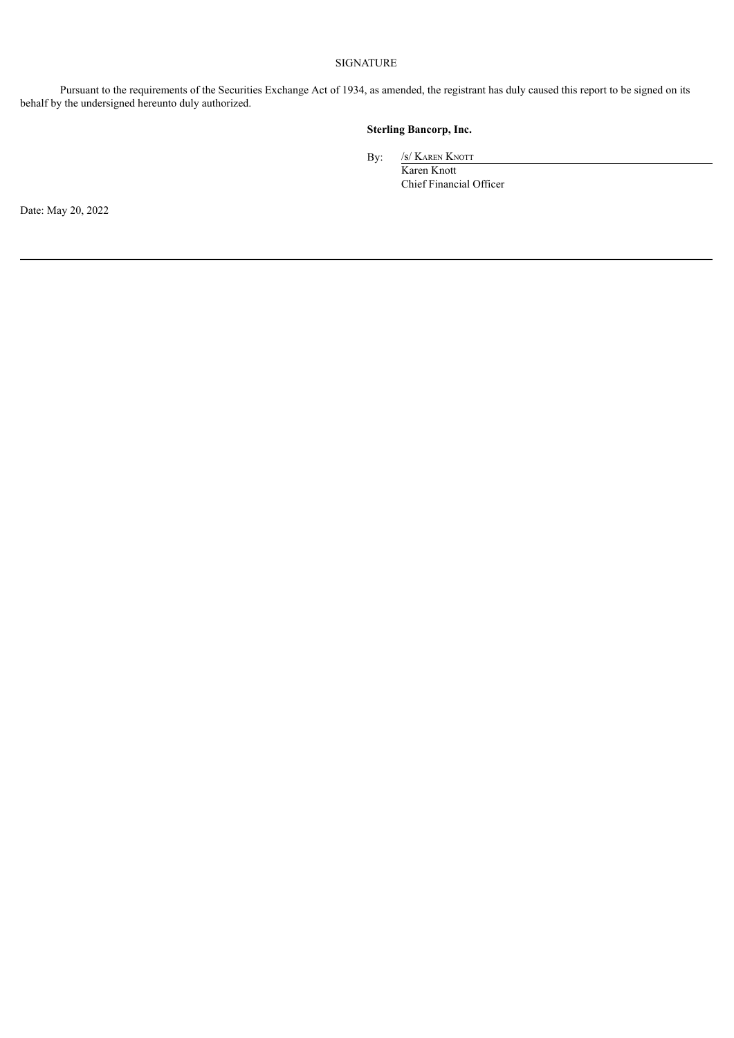SIGNATURE

Pursuant to the requirements of the Securities Exchange Act of 1934, as amended, the registrant has duly caused this report to be signed on its behalf by the undersigned hereunto duly authorized.

**Sterling Bancorp, Inc.**

By: /s/ Karen Knott
Karen Knott
Chief Financial Officer

Date: May 20, 2022